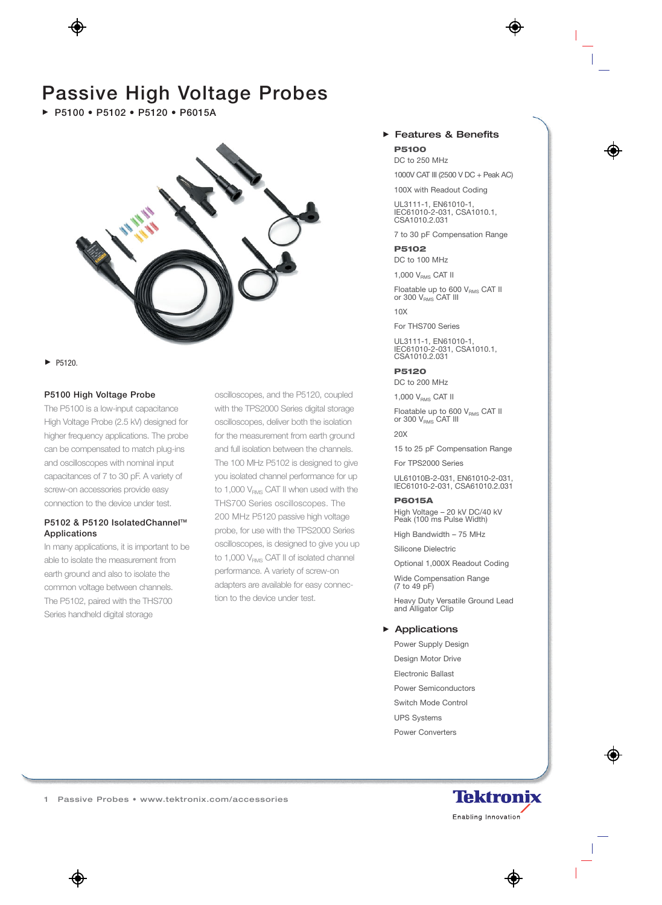# Passive High Voltage Probes

▶ P5100 • P5102 • P5120 • P6015A

▶ P5120.

### P5100 High Voltage Probe

The P5100 is a low-input capacitance High Voltage Probe (2.5 kV) designed for higher frequency applications. The probe can be compensated to match plug-ins and oscilloscopes with nominal input capacitances of 7 to 30 pF. A variety of screw-on accessories provide easy connection to the device under test.

### P5102 & P5120 IsolatedChannel™ Applications

In many applications, it is important to be able to isolate the measurement from earth ground and also to isolate the common voltage between channels. The P5102, paired with the THS700 Series handheld digital storage oscilloscopes, and the P5120, coupled with the TPS2000 Series digital storage oscilloscopes, deliver both the isolation for the measurement from earth ground and full isolation between the channels. The 100 MHz P5102 is designed to give you isolated channel performance for up to 1,000 $V_{RMS}$ CAT II when used with the THS700 Series oscilloscopes. The 200 MHz P5120 passive high voltage probe, for use with the TPS2000 Series oscilloscopes, is designed to give you up to 1,000 $V_{RMS}$ CAT II of isolated channel performance. A variety of screw-on adapters are available for easy connection to the device under test.

## ▶ Features & Benefits

**P5100**

DC to 250 MHz

1000V CAT III (2500 V DC + Peak AC)

100X with Readout Coding

UL3111-1, EN61010-1, IEC61010-2-031, CSA1010.1, CSA1010.2.031

7 to 30 pF Compensation Range

**P5102**

DC to 100 MHz

1,000 $V_{RMS}$ CAT II

Floatable up to 600 $V_{RMS}$ CAT II or 300 $V_{RMS}$ CAT III

10X

For THS700 Series

UL3111-1, EN61010-1, IEC61010-2-031, CSA1010.1, CSA1010.2.031

**P5120**

DC to 200 MHz

1,000 $V_{RMS}$ CAT II

Floatable up to 600 $V_{RMS}$ CAT II or 300 $V_{RMS}$ CAT III

20X

15 to 25 pF Compensation Range

For TPS2000 Series

UL61010B-2-031, EN61010-2-031, IEC61010-2-031, CSA61010.2.031

**P6015A**

High Voltage – 20 kV DC/40 kV Peak (100 ms Pulse Width)

High Bandwidth – 75 MHz

Silicone Dielectric

Optional 1,000X Readout Coding

Wide Compensation Range (7 to 49 pF)

Heavy Duty Versatile Ground Lead and Alligator Clip

## ▶ Applications

Power Supply Design

Design Motor Drive

Electronic Ballast

Power Semiconductors

Switch Mode Control

UPS Systems

Power Converters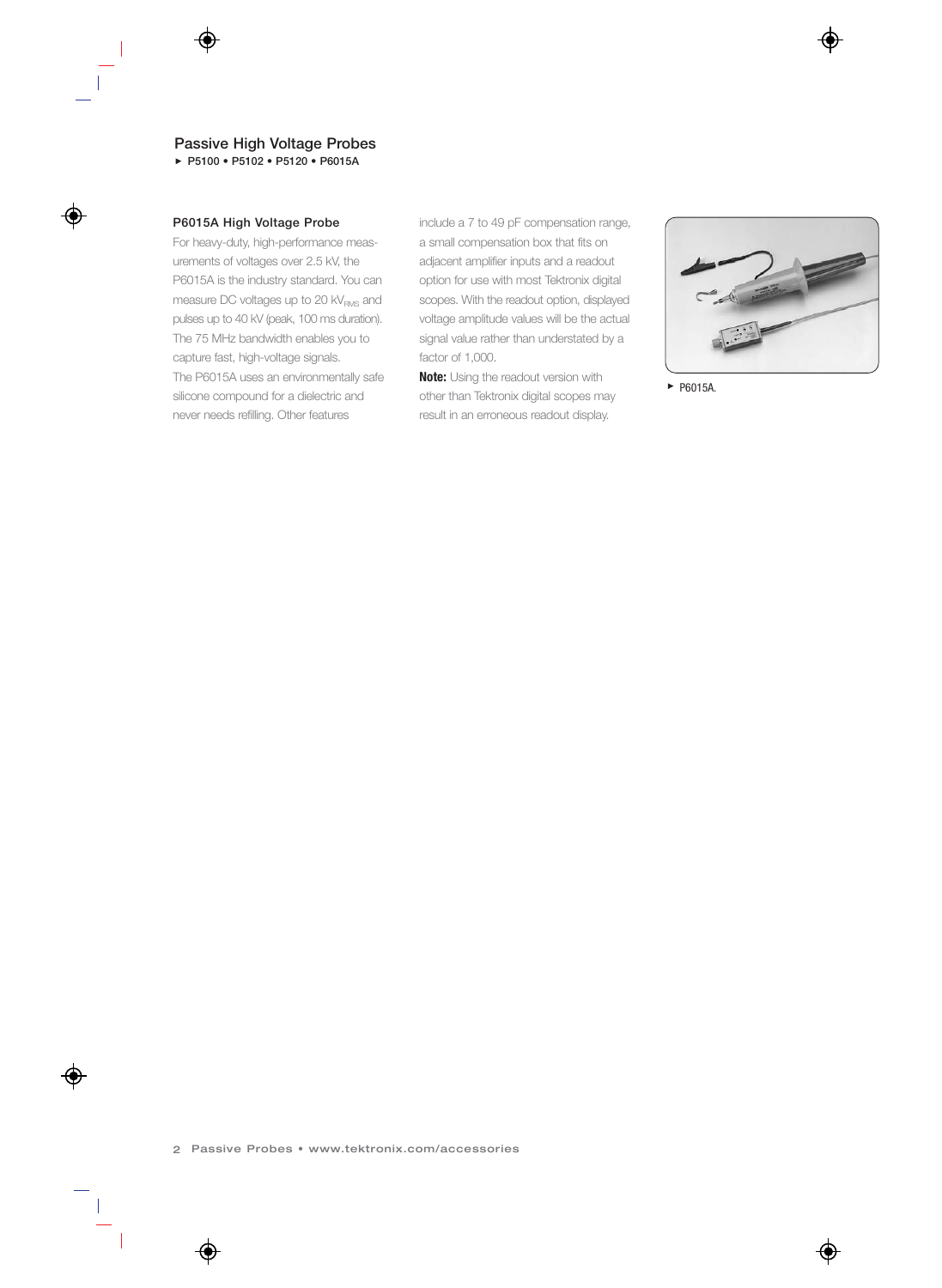## Passive High Voltage Probes

▶ P5100 • P5102 • P5120 • P6015A

### P6015A High Voltage Probe

For heavy-duty, high-performance measurements of voltages over 2.5 kV, the P6015A is the industry standard. You can measure DC voltages up to 20 $kV_{RMS}$ and pulses up to 40 kV (peak, 100 ms duration). The 75 MHz bandwidth enables you to capture fast, high-voltage signals.

The P6015A uses an environmentally safe silicone compound for a dielectric and never needs refilling. Other features include a 7 to 49 pF compensation range, a small compensation box that fits on adjacent amplifier inputs and a readout option for use with most Tektronix digital scopes. With the readout option, displayed voltage amplitude values will be the actual signal value rather than understated by a factor of 1,000.

**Note:** Using the readout version with other than Tektronix digital scopes may result in an erroneous readout display.

▶ P6015A.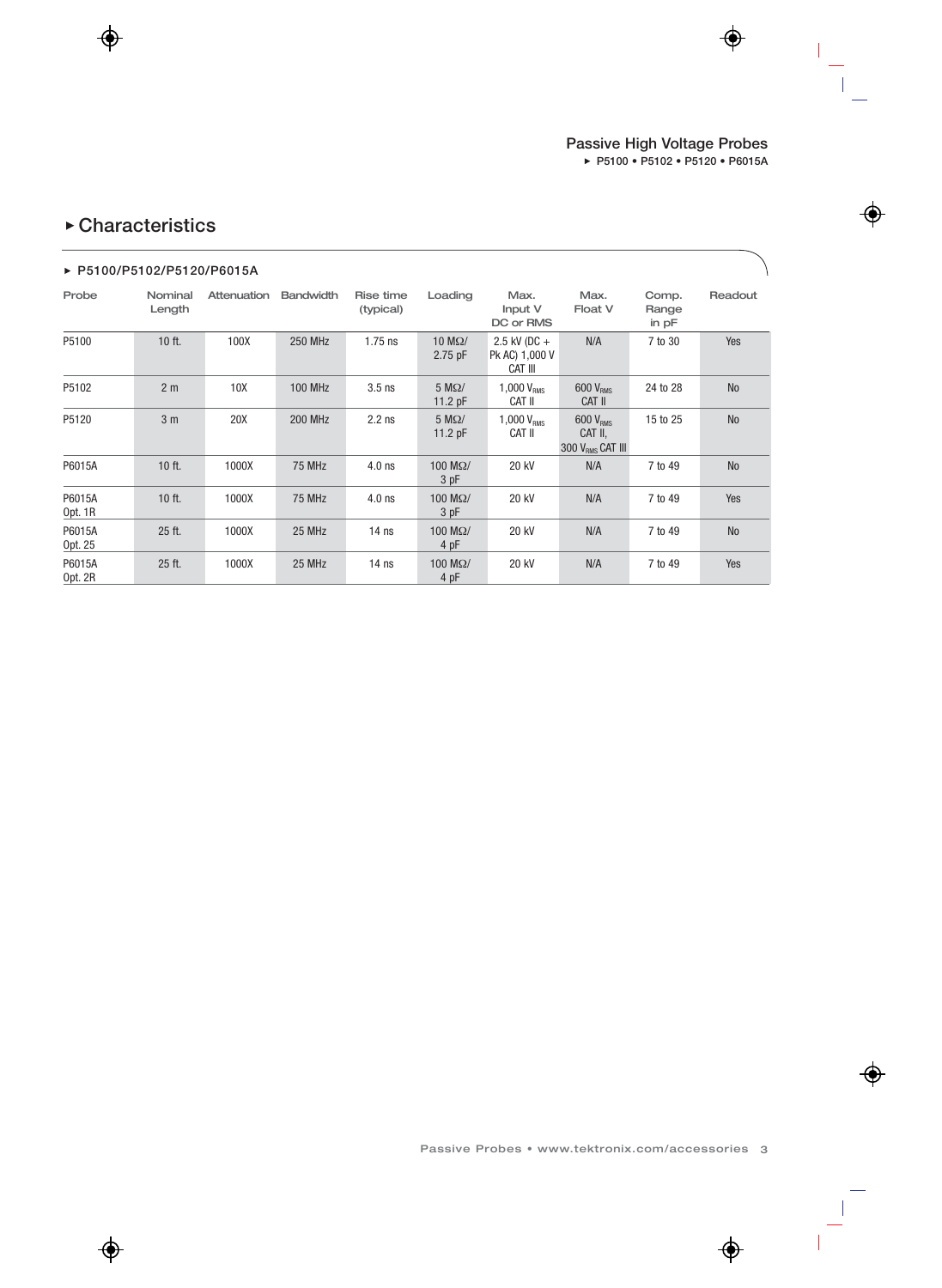## Characteristics

### P5100/P5102/P5120/P6015A

| Probe | Nominal Length | Attenuation | Bandwidth | Rise time (typical) | Loading | Max. Input V DC or RMS | Max. Float V | Comp. Range in pF | Readout |
|---|---|---|---|---|---|---|---|---|---|
| P5100 | 10 ft. | 100X | 250 MHz | 1.75 ns | 10 MΩ/ 2.75 pF | 2.5 kV (DC + Pk AC) 1,000 V CAT III | N/A | 7 to 30 | Yes |
| P5102 | 2 m | 10X | 100 MHz | 3.5 ns | 5 MΩ/ 11.2 pF | 1,000 $V_{RMS}$ CAT II | 600 $V_{RMS}$ CAT II | 24 to 28 | No |
| P5120 | 3 m | 20X | 200 MHz | 2.2 ns | 5 MΩ/ 11.2 pF | 1,000 $V_{RMS}$ CAT II | 600 $V_{RMS}$ CAT II, 300 $V_{RMS}$ CAT III | 15 to 25 | No |
| P6015A | 10 ft. | 1000X | 75 MHz | 4.0 ns | 100 MΩ/ 3 pF | 20 kV | N/A | 7 to 49 | No |
| P6015A Opt. 1R | 10 ft. | 1000X | 75 MHz | 4.0 ns | 100 MΩ/ 3 pF | 20 kV | N/A | 7 to 49 | Yes |
| P6015A Opt. 25 | 25 ft. | 1000X | 25 MHz | 14 ns | 100 MΩ/ 4 pF | 20 kV | N/A | 7 to 49 | No |
| P6015A Opt. 2R | 25 ft. | 1000X | 25 MHz | 14 ns | 100 MΩ/ 4 pF | 20 kV | N/A | 7 to 49 | Yes |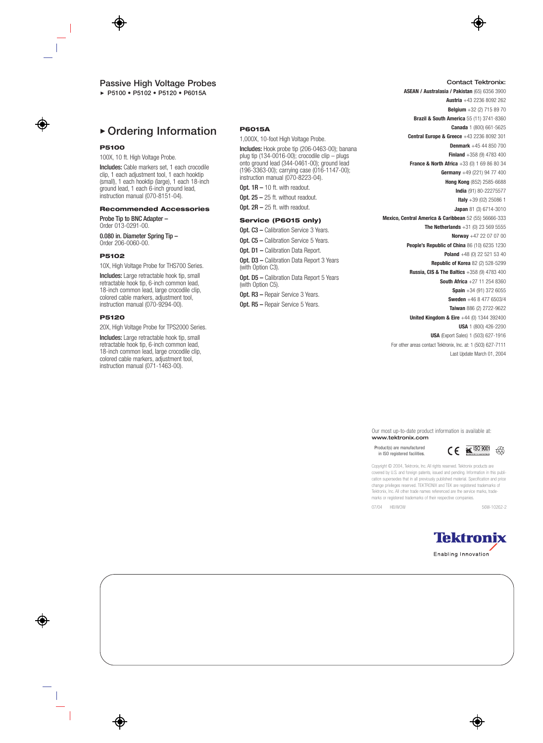Passive High Voltage Probes

▶ P5100 • P5102 • P5120 • P6015A

## ▶ Ordering Information

### P5100

100X, 10 ft. High Voltage Probe.

**Includes:** Cable markers set, 1 each crocodile clip, 1 each adjustment tool, 1 each hooktip (small), 1 each hooktip (large), 1 each 18-inch ground lead, 1 each 6-inch ground lead, instruction manual (070-8151-04).

### Recommended Accessories

**Probe Tip to BNC Adapter –** Order 013-0291-00.

**0.080 in. Diameter Spring Tip –** Order 206-0060-00.

### P5102

10X, High Voltage Probe for THS700 Series.

**Includes:** Large retractable hook tip, small retractable hook tip, 6-inch common lead, 18-inch common lead, large crocodile clip, colored cable markers, adjustment tool, instruction manual (070-9294-00).

### P5120

20X, High Voltage Probe for TPS2000 Series.

**Includes:** Large retractable hook tip, small retractable hook tip, 6-inch common lead, 18-inch common lead, large crocodile clip, colored cable markers, adjustment tool, instruction manual (071-1463-00).

### P6015A

1,000X, 10-foot High Voltage Probe.

**Includes:** Hook probe tip (206-0463-00); banana plug tip (134-0016-00); crocodile clip – plugs onto ground lead (344-0461-00); ground lead (196-3363-00); carrying case (016-1147-00); instruction manual (070-8223-04).

**Opt. 1R –** 10 ft. with readout.

**Opt. 25 –** 25 ft. without readout.

**Opt. 2R –** 25 ft. with readout.

### Service (P6015 only)

**Opt. C3 –** Calibration Service 3 Years.

**Opt. C5 –** Calibration Service 5 Years.

**Opt. D1 –** Calibration Data Report.

**Opt. D3 –** Calibration Data Report 3 Years (with Option C3).

**Opt. D5 –** Calibration Data Report 5 Years (with Option C5).

**Opt. R3 –** Repair Service 3 Years.

**Opt. R5 –** Repair Service 5 Years.

### Contact Tektronix:

**ASEAN / Australasia / Pakistan** (65) 6356 3900
**Austria** +43 2236 8092 262
**Belgium** +32 (2) 715 89 70
**Brazil & South America** 55 (11) 3741-8360
**Canada** 1 (800) 661-5625
**Central Europe & Greece** +43 2236 8092 301
**Denmark** +45 44 850 700
**Finland** +358 (9) 4783 400
**France & North Africa** +33 (0) 1 69 86 80 34
**Germany** +49 (221) 94 77 400
**Hong Kong** (852) 2585-6688
**India** (91) 80-22275577
**Italy** +39 (02) 25086 1
**Japan** 81 (3) 6714-3010
**Mexico, Central America & Caribbean** 52 (55) 56666-333
**The Netherlands** +31 (0) 23 569 5555
**Norway** +47 22 07 07 00
**People's Republic of China** 86 (10) 6235 1230
**Poland** +48 (0) 22 521 53 40
**Republic of Korea** 82 (2) 528-5299
**Russia, CIS & The Baltics** +358 (9) 4783 400
**South Africa** +27 11 254 8360
**Spain** +34 (91) 372 6055
**Sweden** +46 8 477 6503/4
**Taiwan** 886 (2) 2722-9622
**United Kingdom & Eire** +44 (0) 1344 392400
**USA** 1 (800) 426-2200
**USA** (Export Sales) 1 (503) 627-1916

For other areas contact Tektronix, Inc. at: 1 (503) 627-7111

Last Update March 01, 2004

Our most up-to-date product information is available at:
**www.tektronix.com**

Product(s) are manufactured in ISO registered facilities.

ISO 9001

Copyright © 2004, Tektronix, Inc. All rights reserved. Tektronix products are covered by U.S. and foreign patents, issued and pending. Information in this publication supersedes that in all previously published material. Specification and price change privileges reserved. TEKTRONIX and TEK are registered trademarks of Tektronix, Inc. All other trade names referenced are the service marks, trademarks or registered trademarks of their respective companies.

07/04 HB/WOW 56W-10262-2

Tektronix
Enabling Innovation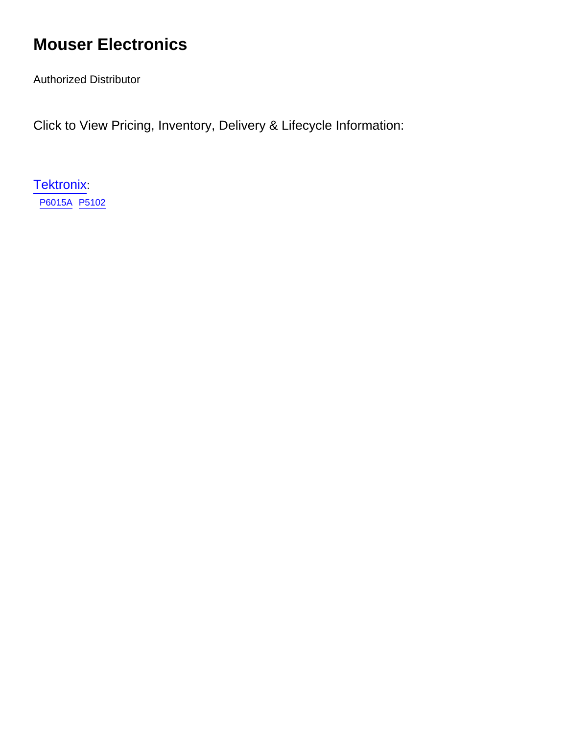# Mouser Electronics

Authorized Distributor

Click to View Pricing, Inventory, Delivery & Lifecycle Information:

Tektronix:

P6015A P5102